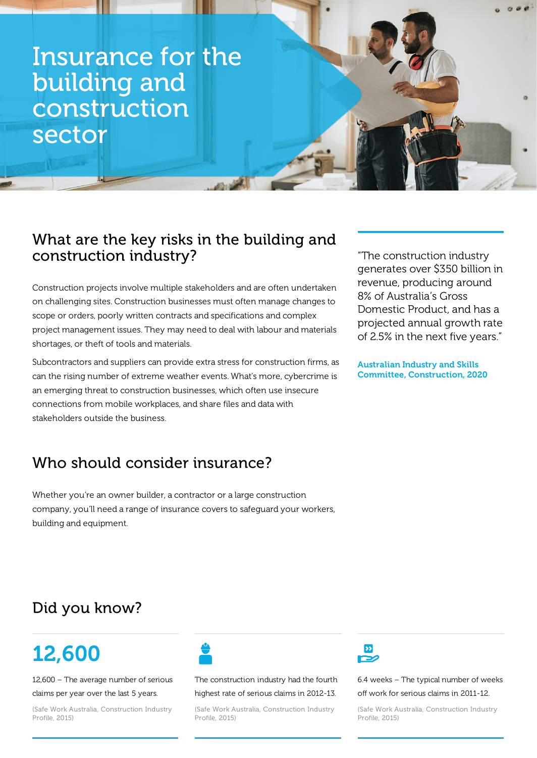# Insurance for the building and construction sector

## What are the key risks in the building and construction industry?

Construction projects involve multiple stakeholders and are often undertaken on challenging sites. Construction businesses must often manage changes to scope or orders, poorly written contracts and specifications and complex project management issues. They may need to deal with labour and materials shortages, or theft of tools and materials.

Subcontractors and suppliers can provide extra stress for construction firms, as can the rising number of extreme weather events. What's more, cybercrime is an emerging threat to construction businesses, which often use insecure connections from mobile workplaces, and share files and data with stakeholders outside the business.

> "The construction industry generates over $350 billion in revenue, producing around 8% of Australia's Gross Domestic Product, and has a projected annual growth rate of 2.5% in the next five years."
>
> **Australian Industry and Skills Committee, Construction, 2020**

## Who should consider insurance?

Whether you're an owner builder, a contractor or a large construction company, you'll need a range of insurance covers to safeguard your workers, building and equipment.

## Did you know?

**12,600**

12,600 – The average number of serious claims per year over the last 5 years.

(Safe Work Australia, Construction Industry Profile, 2015)

The construction industry had the fourth highest rate of serious claims in 2012-13.

(Safe Work Australia, Construction Industry Profile, 2015)

6.4 weeks – The typical number of weeks off work for serious claims in 2011-12.

(Safe Work Australia, Construction Industry Profile, 2015)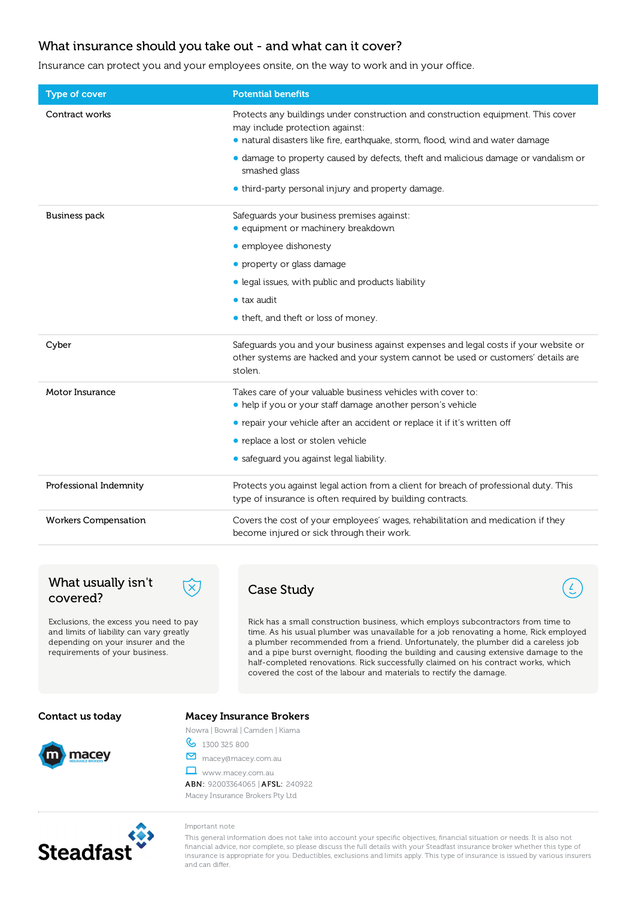## What insurance should you take out - and what can it cover?

Insurance can protect you and your employees onsite, on the way to work and in your office.

| Type of cover | Potential benefits |
|---|---|
| Contract works | Protects any buildings under construction and construction equipment. This cover may include protection against:<br>• natural disasters like fire, earthquake, storm, flood, wind and water damage<br>• damage to property caused by defects, theft and malicious damage or vandalism or smashed glass<br>• third-party personal injury and property damage. |
| Business pack | Safeguards your business premises against:<br>• equipment or machinery breakdown<br>• employee dishonesty<br>• property or glass damage<br>• legal issues, with public and products liability<br>• tax audit<br>• theft, and theft or loss of money. |
| Cyber | Safeguards you and your business against expenses and legal costs if your website or other systems are hacked and your system cannot be used or customers' details are stolen. |
| Motor Insurance | Takes care of your valuable business vehicles with cover to:<br>• help if you or your staff damage another person's vehicle<br>• repair your vehicle after an accident or replace it if it's written off<br>• replace a lost or stolen vehicle<br>• safeguard you against legal liability. |
| Professional Indemnity | Protects you against legal action from a client for breach of professional duty. This type of insurance is often required by building contracts. |
| Workers Compensation | Covers the cost of your employees' wages, rehabilitation and medication if they become injured or sick through their work. |

### What usually isn't covered?

Exclusions, the excess you need to pay and limits of liability can vary greatly depending on your insurer and the requirements of your business.

### Case Study

Rick has a small construction business, which employs subcontractors from time to time. As his usual plumber was unavailable for a job renovating a home, Rick employed a plumber recommended from a friend. Unfortunately, the plumber did a careless job and a pipe burst overnight, flooding the building and causing extensive damage to the half-completed renovations. Rick successfully claimed on his contract works, which covered the cost of the labour and materials to rectify the damage.

### Contact us today

**Macey Insurance Brokers**

Nowra | Bowral | Camden | Kiama

1300 325 800

macey@macey.com.au

www.macey.com.au

**ABN:** 92003364065 | **AFSL:** 240922

Macey Insurance Brokers Pty Ltd

Important note

This general information does not take into account your specific objectives, financial situation or needs. It is also not financial advice, nor complete, so please discuss the full details with your Steadfast insurance broker whether this type of insurance is appropriate for you. Deductibles, exclusions and limits apply. This type of insurance is issued by various insurers and can differ.